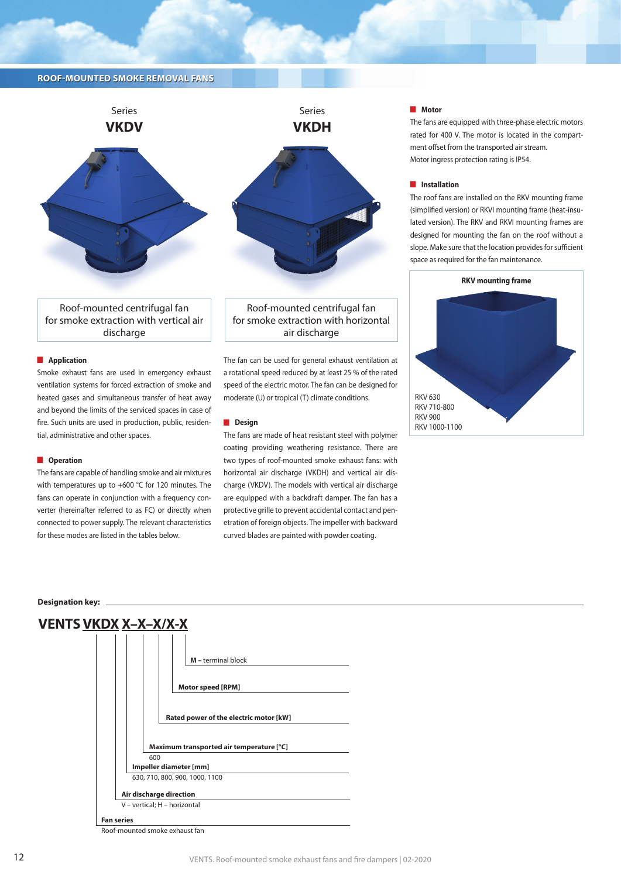## ROOF-MOUNTED SMOKE REMOVAL FANS

Series
**VKDV**

Roof-mounted centrifugal fan for smoke extraction with vertical air discharge

Series
**VKDH**

Roof-mounted centrifugal fan for smoke extraction with horizontal air discharge

### Application

Smoke exhaust fans are used in emergency exhaust ventilation systems for forced extraction of smoke and heated gases and simultaneous transfer of heat away and beyond the limits of the serviced spaces in case of fire. Such units are used in production, public, residential, administrative and other spaces.

### Operation

The fans are capable of handling smoke and air mixtures with temperatures up to +600 °C for 120 minutes. The fans can operate in conjunction with a frequency converter (hereinafter referred to as FC) or directly when connected to power supply. The relevant characteristics for these modes are listed in the tables below.

The fan can be used for general exhaust ventilation at a rotational speed reduced by at least 25 % of the rated speed of the electric motor. The fan can be designed for moderate (U) or tropical (T) climate conditions.

### Design

The fans are made of heat resistant steel with polymer coating providing weathering resistance. There are two types of roof-mounted smoke exhaust fans: with horizontal air discharge (VKDH) and vertical air discharge (VKDV). The models with vertical air discharge are equipped with a backdraft damper. The fan has a protective grille to prevent accidental contact and penetration of foreign objects. The impeller with backward curved blades are painted with powder coating.

### Motor

The fans are equipped with three-phase electric motors rated for 400 V. The motor is located in the compartment offset from the transported air stream.
Motor ingress protection rating is IP54.

### Installation

The roof fans are installed on the RKV mounting frame (simplified version) or RKVI mounting frame (heat-insulated version). The RKV and RKVI mounting frames are designed for mounting the fan on the roof without a slope. Make sure that the location provides for sufficient space as required for the fan maintenance.

**RKV mounting frame**

RKV 630
RKV 710-800
RKV 900
RKV 1000-1100

**Designation key:**

**VENTS VKDX X–X–X/X-X**

- **M –** terminal block
- **Motor speed [RPM]**
- **Rated power of the electric motor [kW]**
- **Maximum transported air temperature [°C]**
  600
- **Impeller diameter [mm]**
  630, 710, 800, 900, 1000, 1100
- **Air discharge direction**
  V – vertical; H – horizontal
- **Fan series**
  Roof-mounted smoke exhaust fan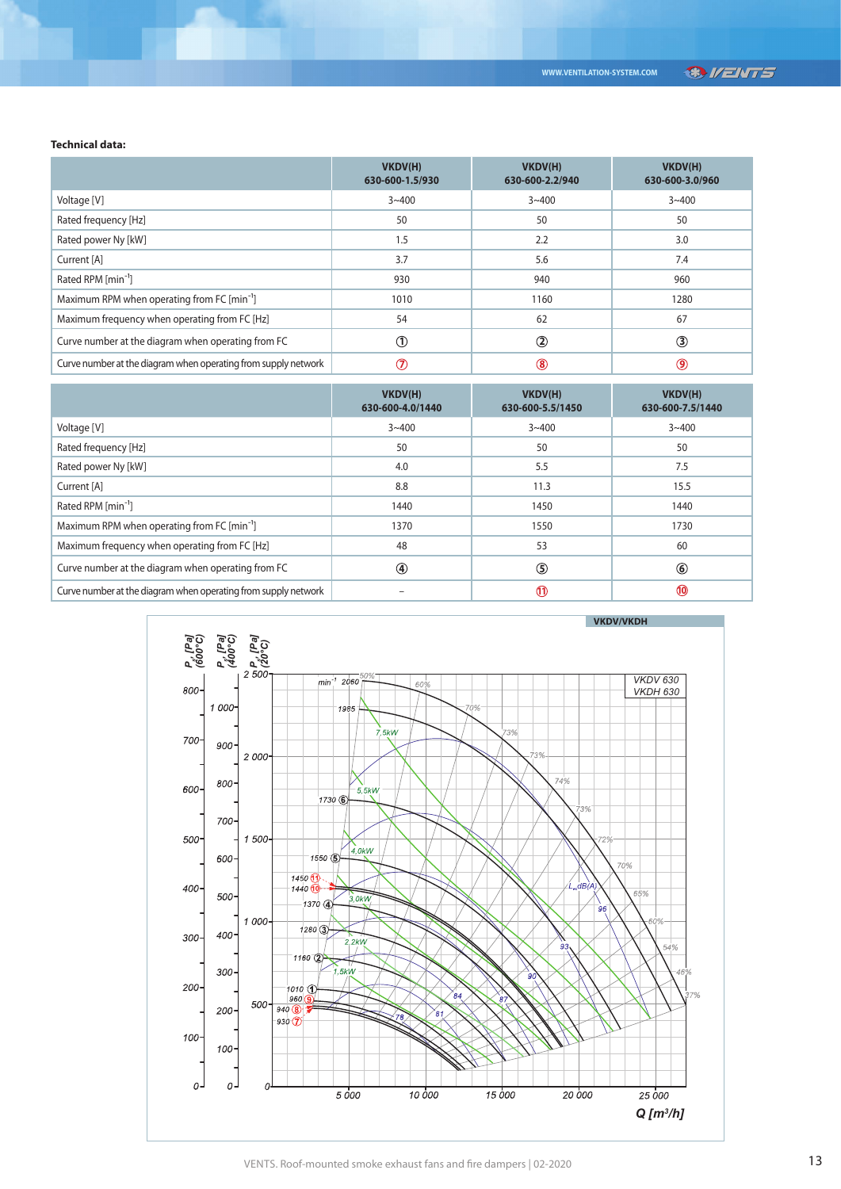**Technical data:**

| | VKDV(H) 630-600-1.5/930 | VKDV(H) 630-600-2.2/940 | VKDV(H) 630-600-3.0/960 |
|---|---|---|---|
| Voltage [V] | 3~400 | 3~400 | 3~400 |
| Rated frequency [Hz] | 50 | 50 | 50 |
| Rated power Ny [kW] | 1.5 | 2.2 | 3.0 |
| Current [A] | 3.7 | 5.6 | 7.4 |
| Rated RPM [$min^{-1}$] | 930 | 940 | 960 |
| Maximum RPM when operating from FC [$min^{-1}$] | 1010 | 1160 | 1280 |
| Maximum frequency when operating from FC [Hz] | 54 | 62 | 67 |
| Curve number at the diagram when operating from FC | ① | ② | ③ |
| Curve number at the diagram when operating from supply network | ⑦ | ⑧ | ⑨ |

| | VKDV(H) 630-600-4.0/1440 | VKDV(H) 630-600-5.5/1450 | VKDV(H) 630-600-7.5/1440 |
|---|---|---|---|
| Voltage [V] | 3~400 | 3~400 | 3~400 |
| Rated frequency [Hz] | 50 | 50 | 50 |
| Rated power Ny [kW] | 4.0 | 5.5 | 7.5 |
| Current [A] | 8.8 | 11.3 | 15.5 |
| Rated RPM [$min^{-1}$] | 1440 | 1450 | 1440 |
| Maximum RPM when operating from FC [$min^{-1}$] | 1370 | 1550 | 1730 |
| Maximum frequency when operating from FC [Hz] | 48 | 53 | 60 |
| Curve number at the diagram when operating from FC | ④ | ⑤ | ⑥ |
| Curve number at the diagram when operating from supply network | – | ⑪ | ⑩ |

VKDV/VKDH

VKDV 630
VKDH 630

$P_s$ [Pa] (600°C), $P_s$ [Pa] (400°C), $P_s$ [Pa] (20°C)

Q [$m^3/h$]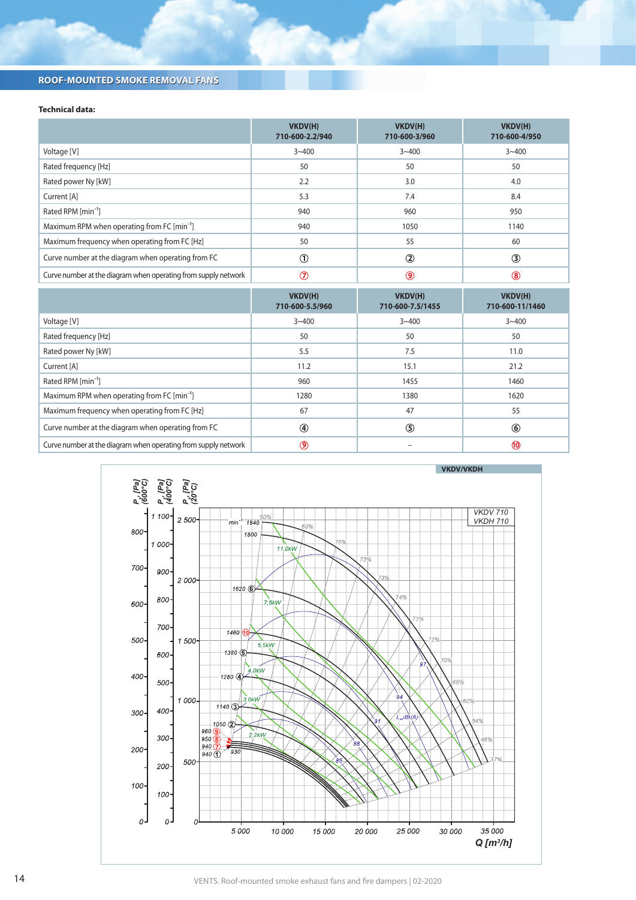## ROOF-MOUNTED SMOKE REMOVAL FANS

**Technical data:**

| | VKDV(H) 710-600-2.2/940 | VKDV(H) 710-600-3/960 | VKDV(H) 710-600-4/950 |
|---|---|---|---|
| Voltage [V] | 3~400 | 3~400 | 3~400 |
| Rated frequency [Hz] | 50 | 50 | 50 |
| Rated power Ny [kW] | 2.2 | 3.0 | 4.0 |
| Current [A] | 5.3 | 7.4 | 8.4 |
| Rated RPM [min$^{-1}$] | 940 | 960 | 950 |
| Maximum RPM when operating from FC [min$^{-1}$] | 940 | 1050 | 1140 |
| Maximum frequency when operating from FC [Hz] | 50 | 55 | 60 |
| Curve number at the diagram when operating from FC | ① | ② | ③ |
| Curve number at the diagram when operating from supply network | ⑦ | ⑨ | ⑧ |

| | VKDV(H) 710-600-5.5/960 | VKDV(H) 710-600-7.5/1455 | VKDV(H) 710-600-11/1460 |
|---|---|---|---|
| Voltage [V] | 3~400 | 3~400 | 3~400 |
| Rated frequency [Hz] | 50 | 50 | 50 |
| Rated power Ny [kW] | 5.5 | 7.5 | 11.0 |
| Current [A] | 11.2 | 15.1 | 21.2 |
| Rated RPM [min$^{-1}$] | 960 | 1455 | 1460 |
| Maximum RPM when operating from FC [min$^{-1}$] | 1280 | 1380 | 1620 |
| Maximum frequency when operating from FC [Hz] | 67 | 47 | 55 |
| Curve number at the diagram when operating from FC | ④ | ⑤ | ⑥ |
| Curve number at the diagram when operating from supply network | ⑨ | – | ⑩ |

VKDV/VKDH

VKDV 710
VKDH 710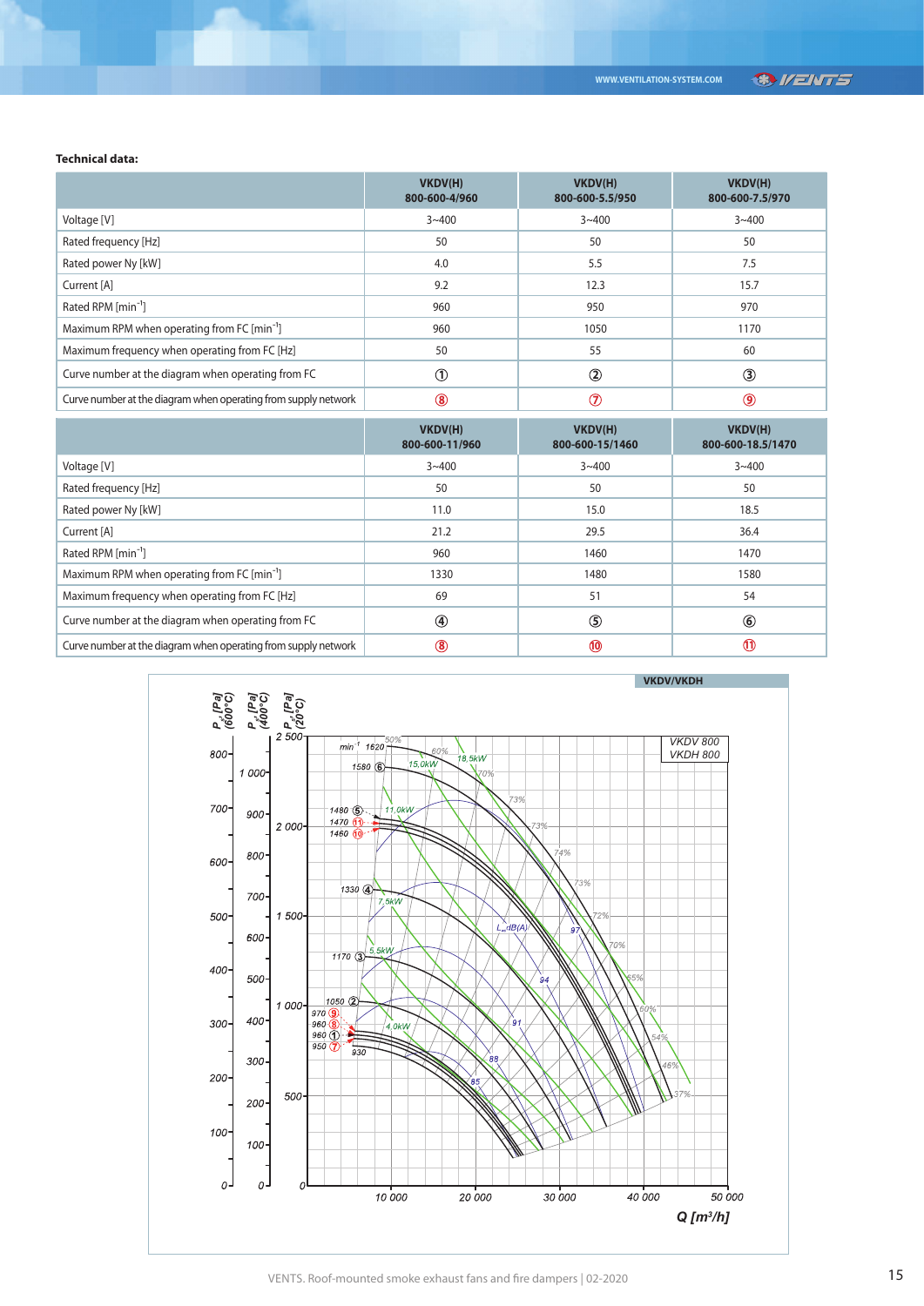**Technical data:**

| | VKDV(H) 800-600-4/960 | VKDV(H) 800-600-5.5/950 | VKDV(H) 800-600-7.5/970 |
|---|---|---|---|
| Voltage [V] | 3~400 | 3~400 | 3~400 |
| Rated frequency [Hz] | 50 | 50 | 50 |
| Rated power Ny [kW] | 4.0 | 5.5 | 7.5 |
| Current [A] | 9.2 | 12.3 | 15.7 |
| Rated RPM [min$^{-1}$] | 960 | 950 | 970 |
| Maximum RPM when operating from FC [min$^{-1}$] | 960 | 1050 | 1170 |
| Maximum frequency when operating from FC [Hz] | 50 | 55 | 60 |
| Curve number at the diagram when operating from FC | ① | ② | ③ |
| Curve number at the diagram when operating from supply network | ⑧ | ⑦ | ⑨ |

| | VKDV(H) 800-600-11/960 | VKDV(H) 800-600-15/1460 | VKDV(H) 800-600-18.5/1470 |
|---|---|---|---|
| Voltage [V] | 3~400 | 3~400 | 3~400 |
| Rated frequency [Hz] | 50 | 50 | 50 |
| Rated power Ny [kW] | 11.0 | 15.0 | 18.5 |
| Current [A] | 21.2 | 29.5 | 36.4 |
| Rated RPM [min$^{-1}$] | 960 | 1460 | 1470 |
| Maximum RPM when operating from FC [min$^{-1}$] | 1330 | 1480 | 1580 |
| Maximum frequency when operating from FC [Hz] | 69 | 51 | 54 |
| Curve number at the diagram when operating from FC | ④ | ⑤ | ⑥ |
| Curve number at the diagram when operating from supply network | ⑧ | ⑩ | ⑪ |

VKDV/VKDH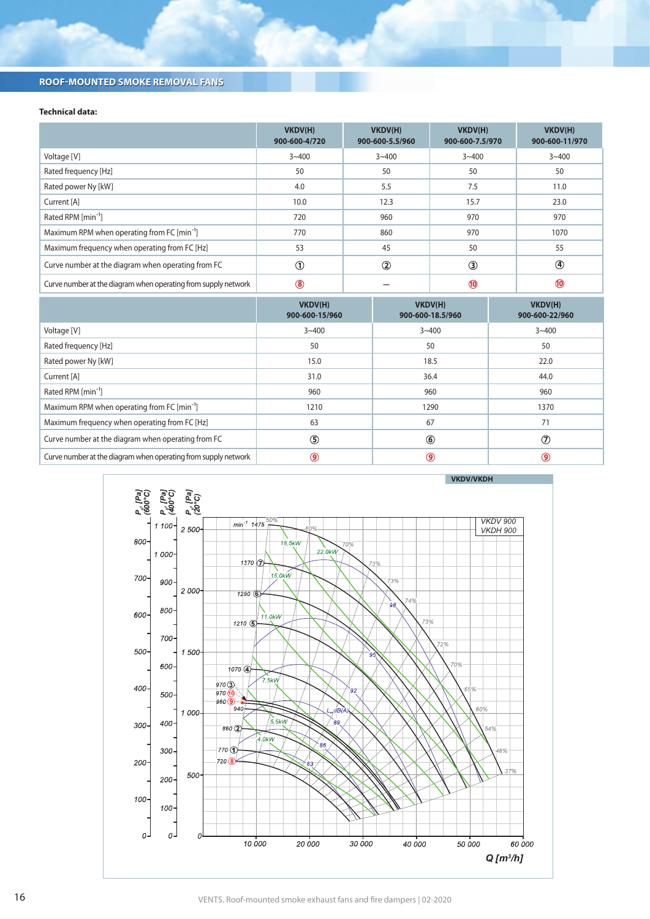## ROOF-MOUNTED SMOKE REMOVAL FANS

**Technical data:**

| | VKDV(H) 900-600-4/720 | VKDV(H) 900-600-5.5/960 | VKDV(H) 900-600-7.5/970 | VKDV(H) 900-600-11/970 |
|---|---|---|---|---|
| Voltage [V] | 3~400 | 3~400 | 3~400 | 3~400 |
| Rated frequency [Hz] | 50 | 50 | 50 | 50 |
| Rated power Ny [kW] | 4.0 | 5.5 | 7.5 | 11.0 |
| Current [A] | 10.0 | 12.3 | 15.7 | 23.0 |
| Rated RPM [min$^{-1}$] | 720 | 960 | 970 | 970 |
| Maximum RPM when operating from FC [min$^{-1}$] | 770 | 860 | 970 | 1070 |
| Maximum frequency when operating from FC [Hz] | 53 | 45 | 50 | 55 |
| Curve number at the diagram when operating from FC | ① | ② | ③ | ④ |
| Curve number at the diagram when operating from supply network | ⑧ | – | ⑩ | ⑩ |

| | VKDV(H) 900-600-15/960 | VKDV(H) 900-600-18.5/960 | VKDV(H) 900-600-22/960 |
|---|---|---|---|
| Voltage [V] | 3~400 | 3~400 | 3~400 |
| Rated frequency [Hz] | 50 | 50 | 50 |
| Rated power Ny [kW] | 15.0 | 18.5 | 22.0 |
| Current [A] | 31.0 | 36.4 | 44.0 |
| Rated RPM [min$^{-1}$] | 960 | 960 | 960 |
| Maximum RPM when operating from FC [min$^{-1}$] | 1210 | 1290 | 1370 |
| Maximum frequency when operating from FC [Hz] | 63 | 67 | 71 |
| Curve number at the diagram when operating from FC | ⑤ | ⑥ | ⑦ |
| Curve number at the diagram when operating from supply network | ⑨ | ⑨ | ⑨ |

VKDV/VKDH

VKDV 900
VKDH 900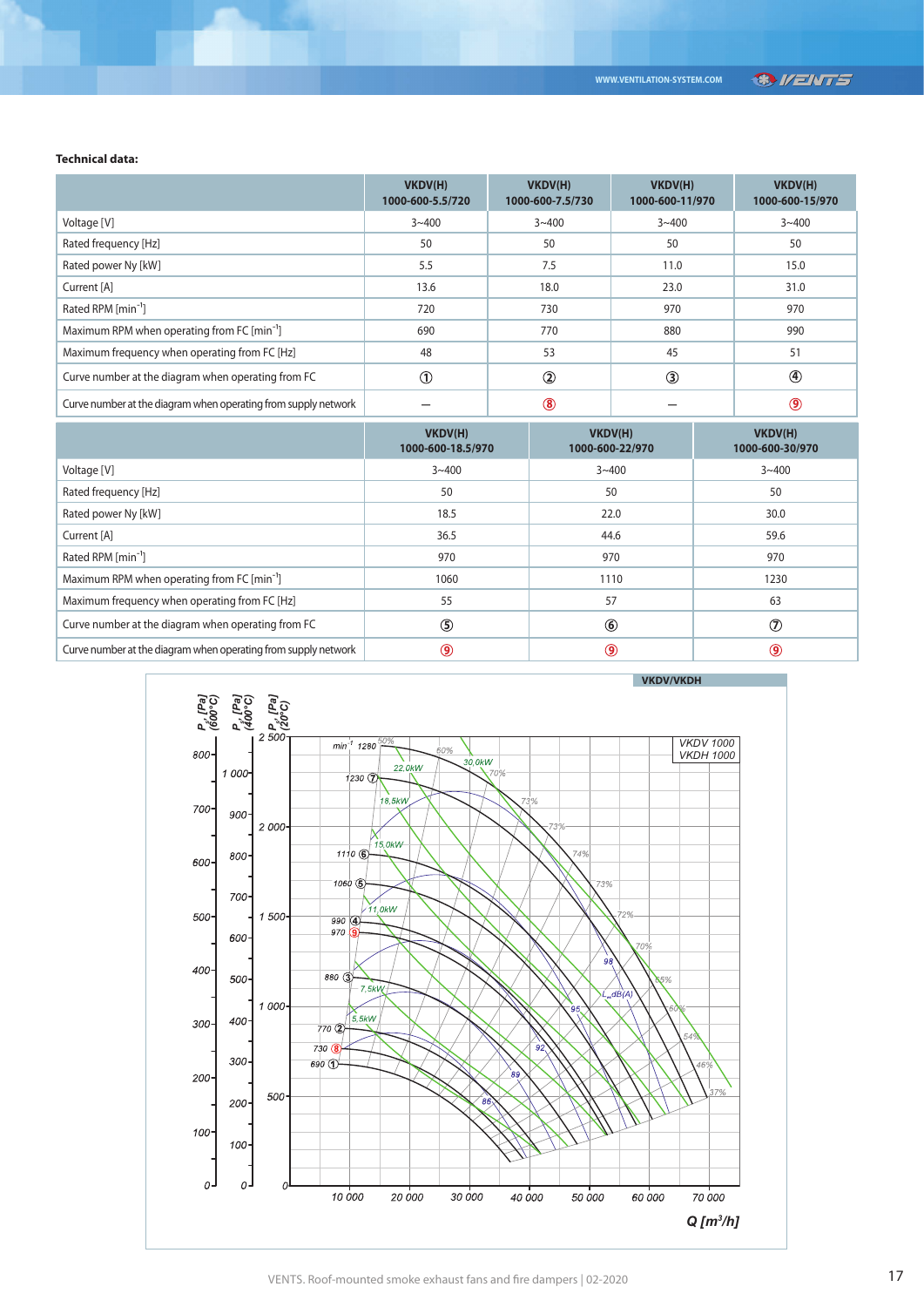**Technical data:**

| | VKDV(H) 1000-600-5.5/720 | VKDV(H) 1000-600-7.5/730 | VKDV(H) 1000-600-11/970 | VKDV(H) 1000-600-15/970 |
|---|---|---|---|---|
| Voltage [V] | 3~400 | 3~400 | 3~400 | 3~400 |
| Rated frequency [Hz] | 50 | 50 | 50 | 50 |
| Rated power Ny [kW] | 5.5 | 7.5 | 11.0 | 15.0 |
| Current [A] | 13.6 | 18.0 | 23.0 | 31.0 |
| Rated RPM [min$^{-1}$] | 720 | 730 | 970 | 970 |
| Maximum RPM when operating from FC [min$^{-1}$] | 690 | 770 | 880 | 990 |
| Maximum frequency when operating from FC [Hz] | 48 | 53 | 45 | 51 |
| Curve number at the diagram when operating from FC | ① | ② | ③ | ④ |
| Curve number at the diagram when operating from supply network | – | ⑧ | – | ⑨ |

| | VKDV(H) 1000-600-18.5/970 | VKDV(H) 1000-600-22/970 | VKDV(H) 1000-600-30/970 |
|---|---|---|---|
| Voltage [V] | 3~400 | 3~400 | 3~400 |
| Rated frequency [Hz] | 50 | 50 | 50 |
| Rated power Ny [kW] | 18.5 | 22.0 | 30.0 |
| Current [A] | 36.5 | 44.6 | 59.6 |
| Rated RPM [min$^{-1}$] | 970 | 970 | 970 |
| Maximum RPM when operating from FC [min$^{-1}$] | 1060 | 1110 | 1230 |
| Maximum frequency when operating from FC [Hz] | 55 | 57 | 63 |
| Curve number at the diagram when operating from FC | ⑤ | ⑥ | ⑦ |
| Curve number at the diagram when operating from supply network | ⑨ | ⑨ | ⑨ |

**VKDV/VKDH**

VKDV 1000
VKDH 1000

Axes: $P_s$ [Pa] (600°C), $P_s$ [Pa] (400°C), $P_s$ [Pa] (20°C); Q [m³/h]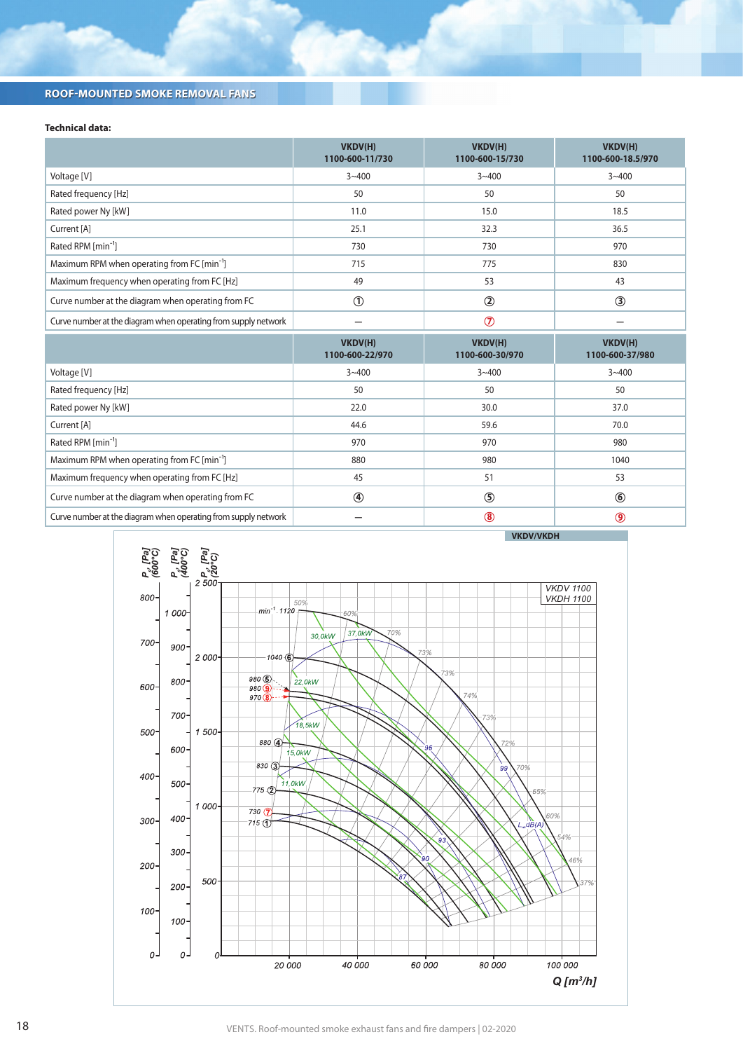## ROOF-MOUNTED SMOKE REMOVAL FANS

**Technical data:**

| | VKDV(H) 1100-600-11/730 | VKDV(H) 1100-600-15/730 | VKDV(H) 1100-600-18.5/970 |
|---|---|---|---|
| Voltage [V] | 3~400 | 3~400 | 3~400 |
| Rated frequency [Hz] | 50 | 50 | 50 |
| Rated power Ny [kW] | 11.0 | 15.0 | 18.5 |
| Current [A] | 25.1 | 32.3 | 36.5 |
| Rated RPM [$min^{-1}$] | 730 | 730 | 970 |
| Maximum RPM when operating from FC [$min^{-1}$] | 715 | 775 | 830 |
| Maximum frequency when operating from FC [Hz] | 49 | 53 | 43 |
| Curve number at the diagram when operating from FC | ① | ② | ③ |
| Curve number at the diagram when operating from supply network | – | ⑦ | – |

| | VKDV(H) 1100-600-22/970 | VKDV(H) 1100-600-30/970 | VKDV(H) 1100-600-37/980 |
|---|---|---|---|
| Voltage [V] | 3~400 | 3~400 | 3~400 |
| Rated frequency [Hz] | 50 | 50 | 50 |
| Rated power Ny [kW] | 22.0 | 30.0 | 37.0 |
| Current [A] | 44.6 | 59.6 | 70.0 |
| Rated RPM [$min^{-1}$] | 970 | 970 | 980 |
| Maximum RPM when operating from FC [$min^{-1}$] | 880 | 980 | 1040 |
| Maximum frequency when operating from FC [Hz] | 45 | 51 | 53 |
| Curve number at the diagram when operating from FC | ④ | ⑤ | ⑥ |
| Curve number at the diagram when operating from supply network | – | ⑧ | ⑨ |

VKDV/VKDH

VKDV 1100
VKDH 1100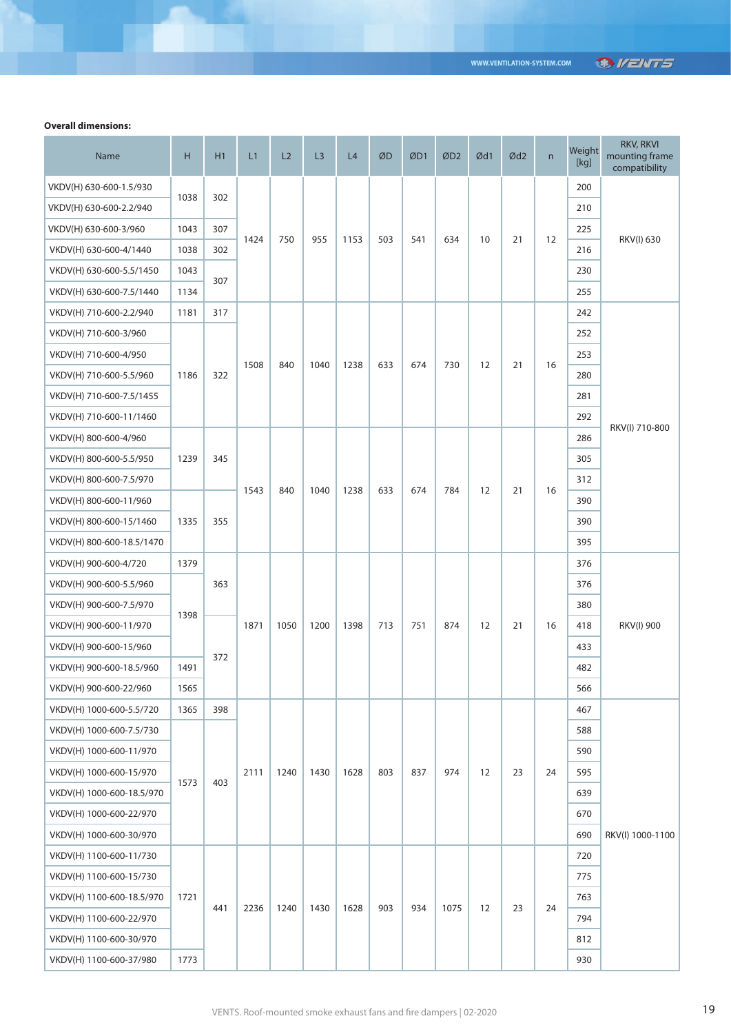**Overall dimensions:**

| Name | H | H1 | L1 | L2 | L3 | L4 | ØD | ØD1 | ØD2 | Ød1 | Ød2 | n | Weight [kg] | RKV, RKVI mounting frame compatibility |
|---|---|---|---|---|---|---|---|---|---|---|---|---|---|---|
| VKDV(H) 630-600-1.5/930 | 1038 | 302 | 1424 | 750 | 955 | 1153 | 503 | 541 | 634 | 10 | 21 | 12 | 200 | RKV(I) 630 |
| VKDV(H) 630-600-2.2/940 | 1038 | 302 | 1424 | 750 | 955 | 1153 | 503 | 541 | 634 | 10 | 21 | 12 | 210 | RKV(I) 630 |
| VKDV(H) 630-600-3/960 | 1043 | 307 | 1424 | 750 | 955 | 1153 | 503 | 541 | 634 | 10 | 21 | 12 | 225 | RKV(I) 630 |
| VKDV(H) 630-600-4/1440 | 1038 | 302 | 1424 | 750 | 955 | 1153 | 503 | 541 | 634 | 10 | 21 | 12 | 216 | RKV(I) 630 |
| VKDV(H) 630-600-5.5/1450 | 1043 | 307 | 1424 | 750 | 955 | 1153 | 503 | 541 | 634 | 10 | 21 | 12 | 230 | RKV(I) 630 |
| VKDV(H) 630-600-7.5/1440 | 1134 | 307 | 1424 | 750 | 955 | 1153 | 503 | 541 | 634 | 10 | 21 | 12 | 255 | RKV(I) 630 |
| VKDV(H) 710-600-2.2/940 | 1181 | 317 | 1508 | 840 | 1040 | 1238 | 633 | 674 | 730 | 12 | 21 | 16 | 242 | RKV(I) 710-800 |
| VKDV(H) 710-600-3/960 | 1186 | 322 | 1508 | 840 | 1040 | 1238 | 633 | 674 | 730 | 12 | 21 | 16 | 252 | RKV(I) 710-800 |
| VKDV(H) 710-600-4/950 | 1186 | 322 | 1508 | 840 | 1040 | 1238 | 633 | 674 | 730 | 12 | 21 | 16 | 253 | RKV(I) 710-800 |
| VKDV(H) 710-600-5.5/960 | 1186 | 322 | 1508 | 840 | 1040 | 1238 | 633 | 674 | 730 | 12 | 21 | 16 | 280 | RKV(I) 710-800 |
| VKDV(H) 710-600-7.5/1455 | 1186 | 322 | 1508 | 840 | 1040 | 1238 | 633 | 674 | 730 | 12 | 21 | 16 | 281 | RKV(I) 710-800 |
| VKDV(H) 710-600-11/1460 | 1186 | 322 | 1508 | 840 | 1040 | 1238 | 633 | 674 | 730 | 12 | 21 | 16 | 292 | RKV(I) 710-800 |
| VKDV(H) 800-600-4/960 | 1239 | 345 | 1543 | 840 | 1040 | 1238 | 633 | 674 | 784 | 12 | 21 | 16 | 286 | RKV(I) 710-800 |
| VKDV(H) 800-600-5.5/950 | 1239 | 345 | 1543 | 840 | 1040 | 1238 | 633 | 674 | 784 | 12 | 21 | 16 | 305 | RKV(I) 710-800 |
| VKDV(H) 800-600-7.5/970 | 1239 | 345 | 1543 | 840 | 1040 | 1238 | 633 | 674 | 784 | 12 | 21 | 16 | 312 | RKV(I) 710-800 |
| VKDV(H) 800-600-11/960 | 1335 | 355 | 1543 | 840 | 1040 | 1238 | 633 | 674 | 784 | 12 | 21 | 16 | 390 | RKV(I) 710-800 |
| VKDV(H) 800-600-15/1460 | 1335 | 355 | 1543 | 840 | 1040 | 1238 | 633 | 674 | 784 | 12 | 21 | 16 | 390 | RKV(I) 710-800 |
| VKDV(H) 800-600-18.5/1470 | 1335 | 355 | 1543 | 840 | 1040 | 1238 | 633 | 674 | 784 | 12 | 21 | 16 | 395 | RKV(I) 710-800 |
| VKDV(H) 900-600-4/720 | 1379 | 363 | 1871 | 1050 | 1200 | 1398 | 713 | 751 | 874 | 12 | 21 | 16 | 376 | RKV(I) 900 |
| VKDV(H) 900-600-5.5/960 | 1398 | 363 | 1871 | 1050 | 1200 | 1398 | 713 | 751 | 874 | 12 | 21 | 16 | 376 | RKV(I) 900 |
| VKDV(H) 900-600-7.5/970 | 1398 | 363 | 1871 | 1050 | 1200 | 1398 | 713 | 751 | 874 | 12 | 21 | 16 | 380 | RKV(I) 900 |
| VKDV(H) 900-600-11/970 | 1398 | 372 | 1871 | 1050 | 1200 | 1398 | 713 | 751 | 874 | 12 | 21 | 16 | 418 | RKV(I) 900 |
| VKDV(H) 900-600-15/960 | 1398 | 372 | 1871 | 1050 | 1200 | 1398 | 713 | 751 | 874 | 12 | 21 | 16 | 433 | RKV(I) 900 |
| VKDV(H) 900-600-18.5/960 | 1491 | 372 | 1871 | 1050 | 1200 | 1398 | 713 | 751 | 874 | 12 | 21 | 16 | 482 | RKV(I) 900 |
| VKDV(H) 900-600-22/960 | 1565 | 372 | 1871 | 1050 | 1200 | 1398 | 713 | 751 | 874 | 12 | 21 | 16 | 566 | RKV(I) 900 |
| VKDV(H) 1000-600-5.5/720 | 1365 | 398 | 2111 | 1240 | 1430 | 1628 | 803 | 837 | 974 | 12 | 23 | 24 | 467 | RKV(I) 1000-1100 |
| VKDV(H) 1000-600-7.5/730 | 1573 | 403 | 2111 | 1240 | 1430 | 1628 | 803 | 837 | 974 | 12 | 23 | 24 | 588 | RKV(I) 1000-1100 |
| VKDV(H) 1000-600-11/970 | 1573 | 403 | 2111 | 1240 | 1430 | 1628 | 803 | 837 | 974 | 12 | 23 | 24 | 590 | RKV(I) 1000-1100 |
| VKDV(H) 1000-600-15/970 | 1573 | 403 | 2111 | 1240 | 1430 | 1628 | 803 | 837 | 974 | 12 | 23 | 24 | 595 | RKV(I) 1000-1100 |
| VKDV(H) 1000-600-18.5/970 | 1573 | 403 | 2111 | 1240 | 1430 | 1628 | 803 | 837 | 974 | 12 | 23 | 24 | 639 | RKV(I) 1000-1100 |
| VKDV(H) 1000-600-22/970 | 1573 | 403 | 2111 | 1240 | 1430 | 1628 | 803 | 837 | 974 | 12 | 23 | 24 | 670 | RKV(I) 1000-1100 |
| VKDV(H) 1000-600-30/970 | 1573 | 403 | 2111 | 1240 | 1430 | 1628 | 803 | 837 | 974 | 12 | 23 | 24 | 690 | RKV(I) 1000-1100 |
| VKDV(H) 1100-600-11/730 | 1721 | 441 | 2236 | 1240 | 1430 | 1628 | 903 | 934 | 1075 | 12 | 23 | 24 | 720 | RKV(I) 1000-1100 |
| VKDV(H) 1100-600-15/730 | 1721 | 441 | 2236 | 1240 | 1430 | 1628 | 903 | 934 | 1075 | 12 | 23 | 24 | 775 | RKV(I) 1000-1100 |
| VKDV(H) 1100-600-18.5/970 | 1721 | 441 | 2236 | 1240 | 1430 | 1628 | 903 | 934 | 1075 | 12 | 23 | 24 | 763 | RKV(I) 1000-1100 |
| VKDV(H) 1100-600-22/970 | 1721 | 441 | 2236 | 1240 | 1430 | 1628 | 903 | 934 | 1075 | 12 | 23 | 24 | 794 | RKV(I) 1000-1100 |
| VKDV(H) 1100-600-30/970 | 1721 | 441 | 2236 | 1240 | 1430 | 1628 | 903 | 934 | 1075 | 12 | 23 | 24 | 812 | RKV(I) 1000-1100 |
| VKDV(H) 1100-600-37/980 | 1773 | 441 | 2236 | 1240 | 1430 | 1628 | 903 | 934 | 1075 | 12 | 23 | 24 | 930 | RKV(I) 1000-1100 |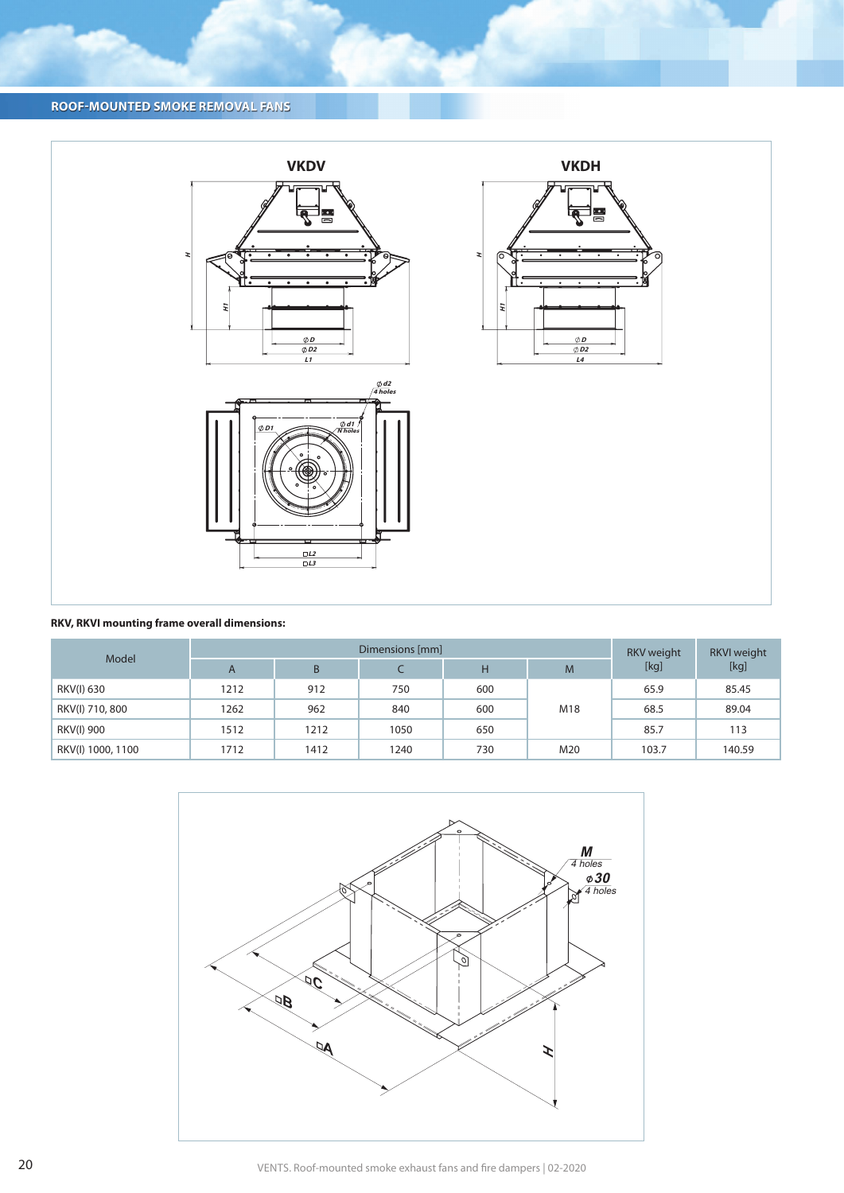## ROOF-MOUNTED SMOKE REMOVAL FANS

VKDV

VKDH

H
H1
ØD
ØD2
L1
L4
Ød2
4 holes
ØD1
Ød1
N holes
□L2
□L3

**RKV, RKVI mounting frame overall dimensions:**

| Model | Dimensions [mm] | | | | | RKV weight [kg] | RKVI weight [kg] |
|---|---|---|---|---|---|---|---|
| | A | B | C | H | M | | |
| RKV(I) 630 | 1212 | 912 | 750 | 600 | M18 | 65.9 | 85.45 |
| RKV(I) 710, 800 | 1262 | 962 | 840 | 600 | M18 | 68.5 | 89.04 |
| RKV(I) 900 | 1512 | 1212 | 1050 | 650 | M18 | 85.7 | 113 |
| RKV(I) 1000, 1100 | 1712 | 1412 | 1240 | 730 | M20 | 103.7 | 140.59 |

M
4 holes
Ø30
4 holes
□C
□B
□A
H